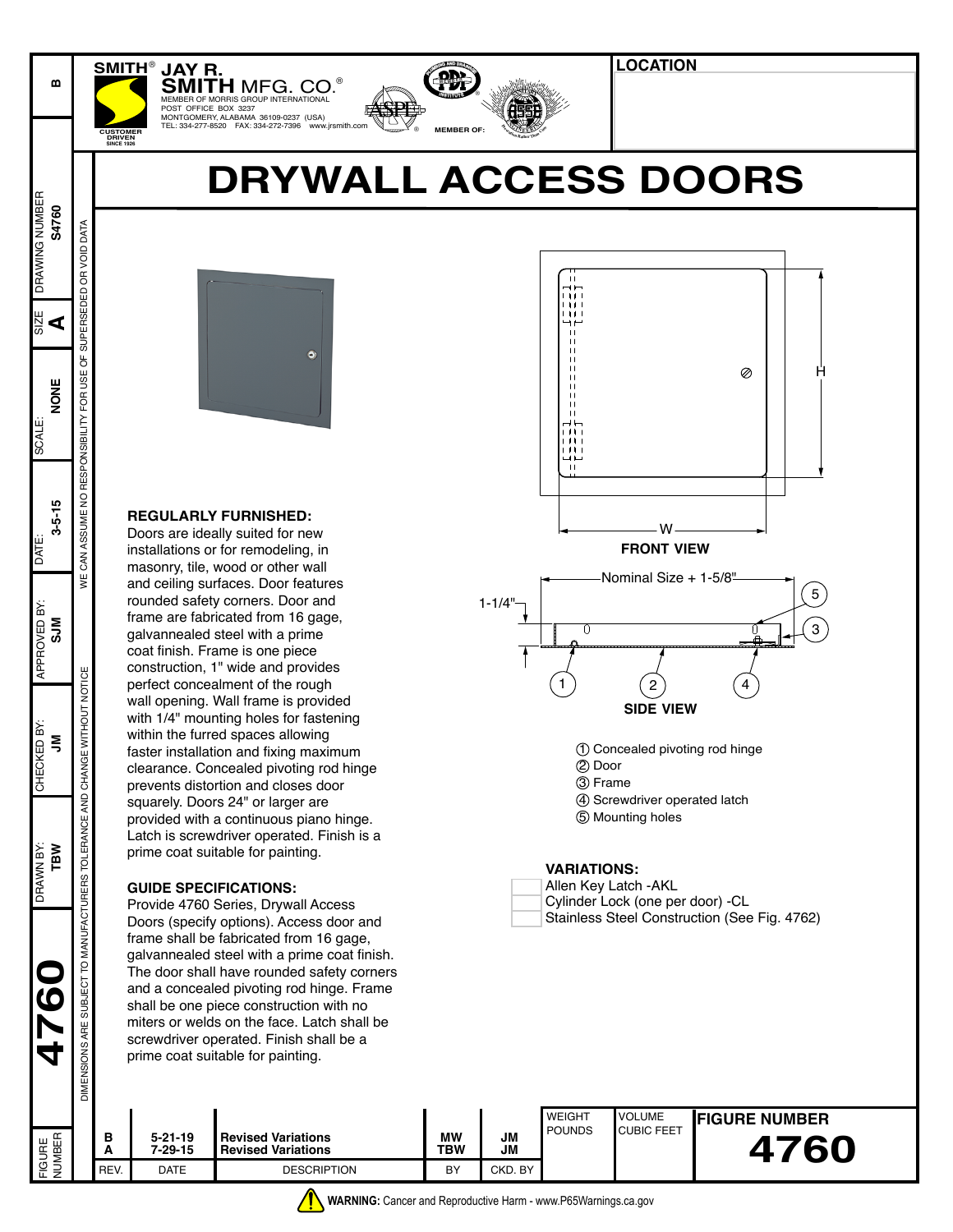SMITH® JAY R. SMITH MFG. CO.®
MEMBER OF MORRIS GROUP INTERNATIONAL
POST OFFICE BOX 3237
MONTGOMERY, ALABAMA 36109-0237 (USA)
TEL: 334-277-8520 FAX: 334-272-7396 www.jrsmith.com

CUSTOMER DRIVEN SINCE 1926

MEMBER OF:

**LOCATION**

# DRYWALL ACCESS DOORS

## REGULARLY FURNISHED:

Doors are ideally suited for new installations or for remodeling, in masonry, tile, wood or other wall and ceiling surfaces. Door features rounded safety corners. Door and frame are fabricated from 16 gage, galvannealed steel with a prime coat finish. Frame is one piece construction, 1" wide and provides perfect concealment of the rough wall opening. Wall frame is provided with 1/4" mounting holes for fastening within the furred spaces allowing faster installation and fixing maximum clearance. Concealed pivoting rod hinge prevents distortion and closes door squarely. Doors 24" or larger are provided with a continuous piano hinge. Latch is screwdriver operated. Finish is a prime coat suitable for painting.

## GUIDE SPECIFICATIONS:

Provide 4760 Series, Drywall Access Doors (specify options). Access door and frame shall be fabricated from 16 gage, galvannealed steel with a prime coat finish. The door shall have rounded safety corners and a concealed pivoting rod hinge. Frame shall be one piece construction with no miters or welds on the face. Latch shall be screwdriver operated. Finish shall be a prime coat suitable for painting.

FRONT VIEW (H, W)

SIDE VIEW (Nominal Size + 1-5/8", 1-1/4")

1. Concealed pivoting rod hinge
2. Door
3. Frame
4. Screwdriver operated latch
5. Mounting holes

## VARIATIONS:

- Allen Key Latch -AKL
- Cylinder Lock (one per door) -CL
- Stainless Steel Construction (See Fig. 4762)

DRAWING NUMBER: S4760
SIZE: A
SCALE: NONE
DATE: 3-5-15
APPROVED BY: SJM
CHECKED BY: JM
DRAWN BY: TBW
FIGURE NUMBER: 4760

WE CAN ASSUME NO RESPONSIBILITY FOR USE OF SUPERSEDED OR VOID DATA
DIMENSIONS ARE SUBJECT TO MANUFACTURERS TOLERANCE AND CHANGE WITHOUT NOTICE

| REV. | DATE | DESCRIPTION | BY | CKD. BY |
|---|---|---|---|---|
| B | 5-21-19 | Revised Variations | MW | JM |
| A | 7-29-15 | Revised Variations | TBW | JM |

| WEIGHT POUNDS | VOLUME CUBIC FEET | FIGURE NUMBER |
|---|---|---|
| | | 4760 |

WARNING: Cancer and Reproductive Harm - www.P65Warnings.ca.gov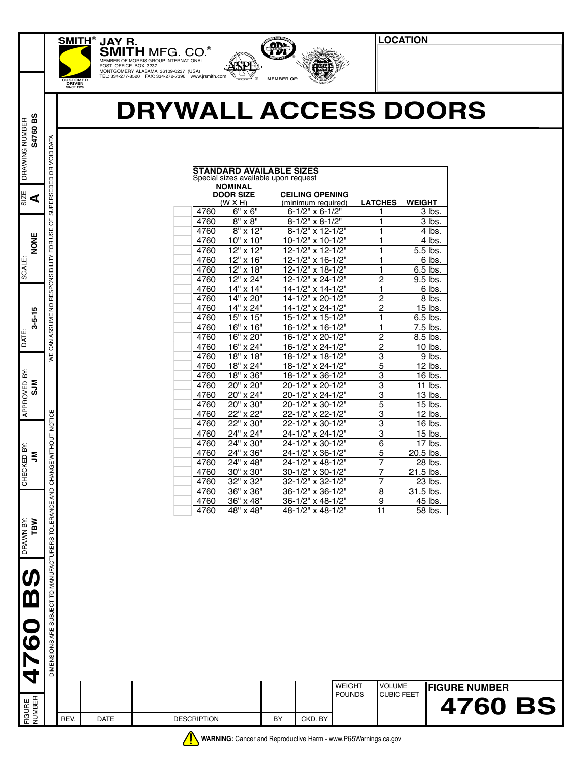SMITH® JAY R. SMITH MFG. CO.®
MEMBER OF MORRIS GROUP INTERNATIONAL
POST OFFICE BOX 3237
MONTGOMERY, ALABAMA 36109-0237 (USA)
TEL: 334-277-8520 FAX: 334-272-7396 www.jrsmith.com

CUSTOMER DRIVEN SINCE 1926

MEMBER OF:

LOCATION

# DRYWALL ACCESS DOORS

**STANDARD AVAILABLE SIZES**
Special sizes available upon request

| | NOMINAL DOOR SIZE (W X H) | CEILING OPENING (minimum required) | LATCHES | WEIGHT |
|---|---|---|---|---|
| 4760 | 6" x 6" | 6-1/2" x 6-1/2" | 1 | 3 lbs. |
| 4760 | 8" x 8" | 8-1/2" x 8-1/2" | 1 | 3 lbs. |
| 4760 | 8" x 12" | 8-1/2" x 12-1/2" | 1 | 4 lbs. |
| 4760 | 10" x 10" | 10-1/2" x 10-1/2" | 1 | 4 lbs. |
| 4760 | 12" x 12" | 12-1/2" x 12-1/2" | 1 | 5.5 lbs. |
| 4760 | 12" x 16" | 12-1/2" x 16-1/2" | 1 | 6 lbs. |
| 4760 | 12" x 18" | 12-1/2" x 18-1/2" | 1 | 6.5 lbs. |
| 4760 | 12" x 24" | 12-1/2" x 24-1/2" | 2 | 9.5 lbs. |
| 4760 | 14" x 14" | 14-1/2" x 14-1/2" | 1 | 6 lbs. |
| 4760 | 14" x 20" | 14-1/2" x 20-1/2" | 2 | 8 lbs. |
| 4760 | 14" x 24" | 14-1/2" x 24-1/2" | 2 | 15 lbs. |
| 4760 | 15" x 15" | 15-1/2" x 15-1/2" | 1 | 6.5 lbs. |
| 4760 | 16" x 16" | 16-1/2" x 16-1/2" | 1 | 7.5 lbs. |
| 4760 | 16" x 20" | 16-1/2" x 20-1/2" | 2 | 8.5 lbs. |
| 4760 | 16" x 24" | 16-1/2" x 24-1/2" | 2 | 10 lbs. |
| 4760 | 18" x 18" | 18-1/2" x 18-1/2" | 3 | 9 lbs. |
| 4760 | 18" x 24" | 18-1/2" x 24-1/2" | 5 | 12 lbs. |
| 4760 | 18" x 36" | 18-1/2" x 36-1/2" | 3 | 16 lbs. |
| 4760 | 20" x 20" | 20-1/2" x 20-1/2" | 3 | 11 lbs. |
| 4760 | 20" x 24" | 20-1/2" x 24-1/2" | 3 | 13 lbs. |
| 4760 | 20" x 30" | 20-1/2" x 30-1/2" | 5 | 15 lbs. |
| 4760 | 22" x 22" | 22-1/2" x 22-1/2" | 3 | 12 lbs. |
| 4760 | 22" x 30" | 22-1/2" x 30-1/2" | 3 | 16 lbs. |
| 4760 | 24" x 24" | 24-1/2" x 24-1/2" | 3 | 15 lbs. |
| 4760 | 24" x 30" | 24-1/2" x 30-1/2" | 6 | 17 lbs. |
| 4760 | 24" x 36" | 24-1/2" x 36-1/2" | 5 | 20.5 lbs. |
| 4760 | 24" x 48" | 24-1/2" x 48-1/2" | 7 | 28 lbs. |
| 4760 | 30" x 30" | 30-1/2" x 30-1/2" | 7 | 21.5 lbs. |
| 4760 | 32" x 32" | 32-1/2" x 32-1/2" | 7 | 23 lbs. |
| 4760 | 36" x 36" | 36-1/2" x 36-1/2" | 8 | 31.5 lbs. |
| 4760 | 36" x 48" | 36-1/2" x 48-1/2" | 9 | 45 lbs. |
| 4760 | 48" x 48" | 48-1/2" x 48-1/2" | 11 | 58 lbs. |

DRAWING NUMBER: S4760 BS
SIZE: A
SCALE: NONE
DATE: 3-5-15
APPROVED BY: SJM
CHECKED BY: JM
DRAWN BY: TBW
FIGURE NUMBER: 4760 BS

WE CAN ASSUME NO RESPONSIBILITY FOR USE OF SUPERSEDED OR VOID DATA

DIMENSIONS ARE SUBJECT TO MANUFACTURERS TOLERANCE AND CHANGE WITHOUT NOTICE

| REV. | DATE | DESCRIPTION | BY | CKD. BY | WEIGHT POUNDS | VOLUME CUBIC FEET | FIGURE NUMBER |
|---|---|---|---|---|---|---|---|
| | | | | | | | 4760 BS |

**WARNING:** Cancer and Reproductive Harm - www.P65Warnings.ca.gov